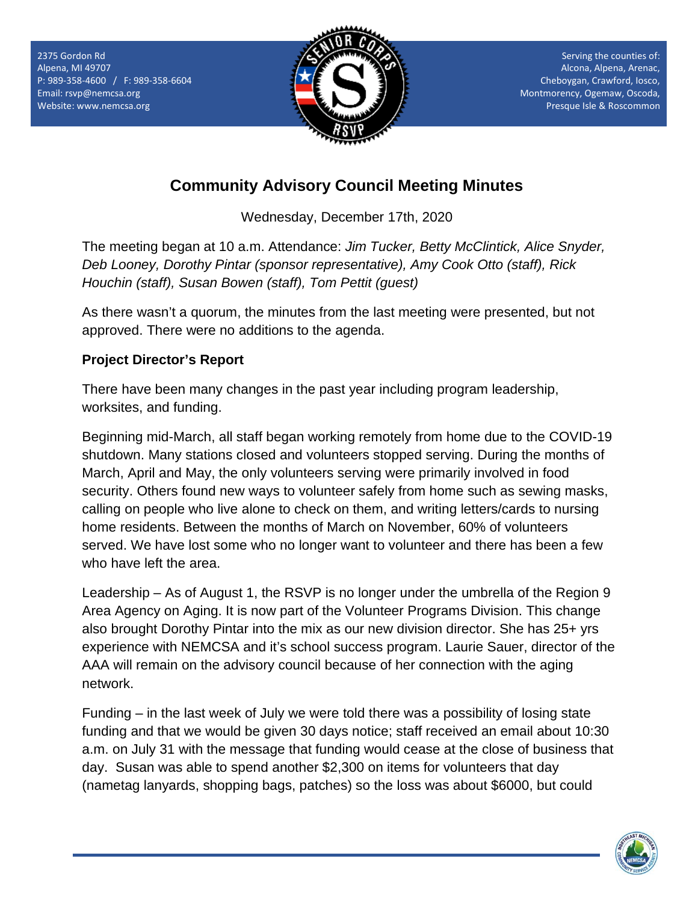2375 Gordon Rd
Alpena, MI 49707
P: 989-358-4600 / F: 989-358-6604
Email: rsvp@nemcsa.org
Website: www.nemcsa.org

Serving the counties of:
Alcona, Alpena, Arenac,
Cheboygan, Crawford, Iosco,
Montmorency, Ogemaw, Oscoda,
Presque Isle & Roscommon

# Community Advisory Council Meeting Minutes

Wednesday, December 17th, 2020

The meeting began at 10 a.m. Attendance: *Jim Tucker, Betty McClintick, Alice Snyder, Deb Looney, Dorothy Pintar (sponsor representative), Amy Cook Otto (staff), Rick Houchin (staff), Susan Bowen (staff), Tom Pettit (guest)*

As there wasn't a quorum, the minutes from the last meeting were presented, but not approved. There were no additions to the agenda.

**Project Director's Report**

There have been many changes in the past year including program leadership, worksites, and funding.

Beginning mid-March, all staff began working remotely from home due to the COVID-19 shutdown. Many stations closed and volunteers stopped serving. During the months of March, April and May, the only volunteers serving were primarily involved in food security. Others found new ways to volunteer safely from home such as sewing masks, calling on people who live alone to check on them, and writing letters/cards to nursing home residents. Between the months of March on November, 60% of volunteers served. We have lost some who no longer want to volunteer and there has been a few who have left the area.

Leadership – As of August 1, the RSVP is no longer under the umbrella of the Region 9 Area Agency on Aging. It is now part of the Volunteer Programs Division. This change also brought Dorothy Pintar into the mix as our new division director. She has 25+ yrs experience with NEMCSA and it's school success program. Laurie Sauer, director of the AAA will remain on the advisory council because of her connection with the aging network.

Funding – in the last week of July we were told there was a possibility of losing state funding and that we would be given 30 days notice; staff received an email about 10:30 a.m. on July 31 with the message that funding would cease at the close of business that day. Susan was able to spend another $2,300 on items for volunteers that day (nametag lanyards, shopping bags, patches) so the loss was about $6000, but could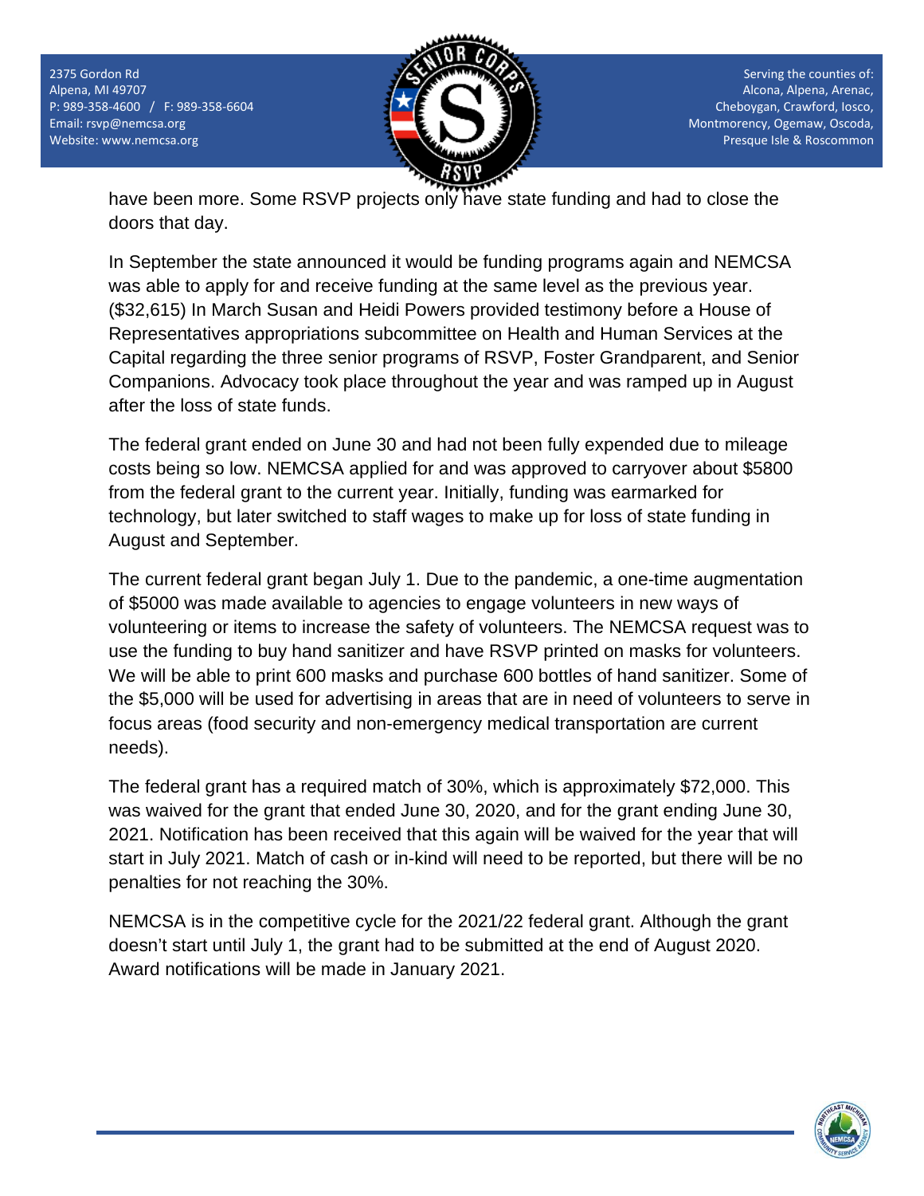have been more. Some RSVP projects only have state funding and had to close the doors that day.

In September the state announced it would be funding programs again and NEMCSA was able to apply for and receive funding at the same level as the previous year. ($32,615) In March Susan and Heidi Powers provided testimony before a House of Representatives appropriations subcommittee on Health and Human Services at the Capital regarding the three senior programs of RSVP, Foster Grandparent, and Senior Companions. Advocacy took place throughout the year and was ramped up in August after the loss of state funds.

The federal grant ended on June 30 and had not been fully expended due to mileage costs being so low. NEMCSA applied for and was approved to carryover about $5800 from the federal grant to the current year. Initially, funding was earmarked for technology, but later switched to staff wages to make up for loss of state funding in August and September.

The current federal grant began July 1. Due to the pandemic, a one-time augmentation of $5000 was made available to agencies to engage volunteers in new ways of volunteering or items to increase the safety of volunteers. The NEMCSA request was to use the funding to buy hand sanitizer and have RSVP printed on masks for volunteers. We will be able to print 600 masks and purchase 600 bottles of hand sanitizer. Some of the $5,000 will be used for advertising in areas that are in need of volunteers to serve in focus areas (food security and non-emergency medical transportation are current needs).

The federal grant has a required match of 30%, which is approximately $72,000. This was waived for the grant that ended June 30, 2020, and for the grant ending June 30, 2021. Notification has been received that this again will be waived for the year that will start in July 2021. Match of cash or in-kind will need to be reported, but there will be no penalties for not reaching the 30%.

NEMCSA is in the competitive cycle for the 2021/22 federal grant. Although the grant doesn't start until July 1, the grant had to be submitted at the end of August 2020. Award notifications will be made in January 2021.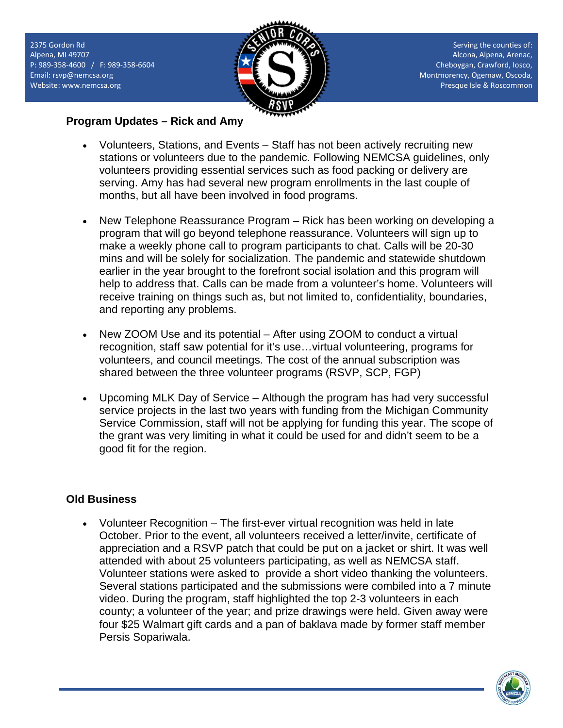## Program Updates – Rick and Amy

- Volunteers, Stations, and Events – Staff has not been actively recruiting new stations or volunteers due to the pandemic. Following NEMCSA guidelines, only volunteers providing essential services such as food packing or delivery are serving. Amy has had several new program enrollments in the last couple of months, but all have been involved in food programs.

- New Telephone Reassurance Program – Rick has been working on developing a program that will go beyond telephone reassurance. Volunteers will sign up to make a weekly phone call to program participants to chat. Calls will be 20-30 mins and will be solely for socialization. The pandemic and statewide shutdown earlier in the year brought to the forefront social isolation and this program will help to address that. Calls can be made from a volunteer's home. Volunteers will receive training on things such as, but not limited to, confidentiality, boundaries, and reporting any problems.

- New ZOOM Use and its potential – After using ZOOM to conduct a virtual recognition, staff saw potential for it's use…virtual volunteering, programs for volunteers, and council meetings. The cost of the annual subscription was shared between the three volunteer programs (RSVP, SCP, FGP)

- Upcoming MLK Day of Service – Although the program has had very successful service projects in the last two years with funding from the Michigan Community Service Commission, staff will not be applying for funding this year. The scope of the grant was very limiting in what it could be used for and didn't seem to be a good fit for the region.

## Old Business

- Volunteer Recognition – The first-ever virtual recognition was held in late October. Prior to the event, all volunteers received a letter/invite, certificate of appreciation and a RSVP patch that could be put on a jacket or shirt. It was well attended with about 25 volunteers participating, as well as NEMCSA staff. Volunteer stations were asked to provide a short video thanking the volunteers. Several stations participated and the submissions were combiled into a 7 minute video. During the program, staff highlighted the top 2-3 volunteers in each county; a volunteer of the year; and prize drawings were held. Given away were four $25 Walmart gift cards and a pan of baklava made by former staff member Persis Sopariwala.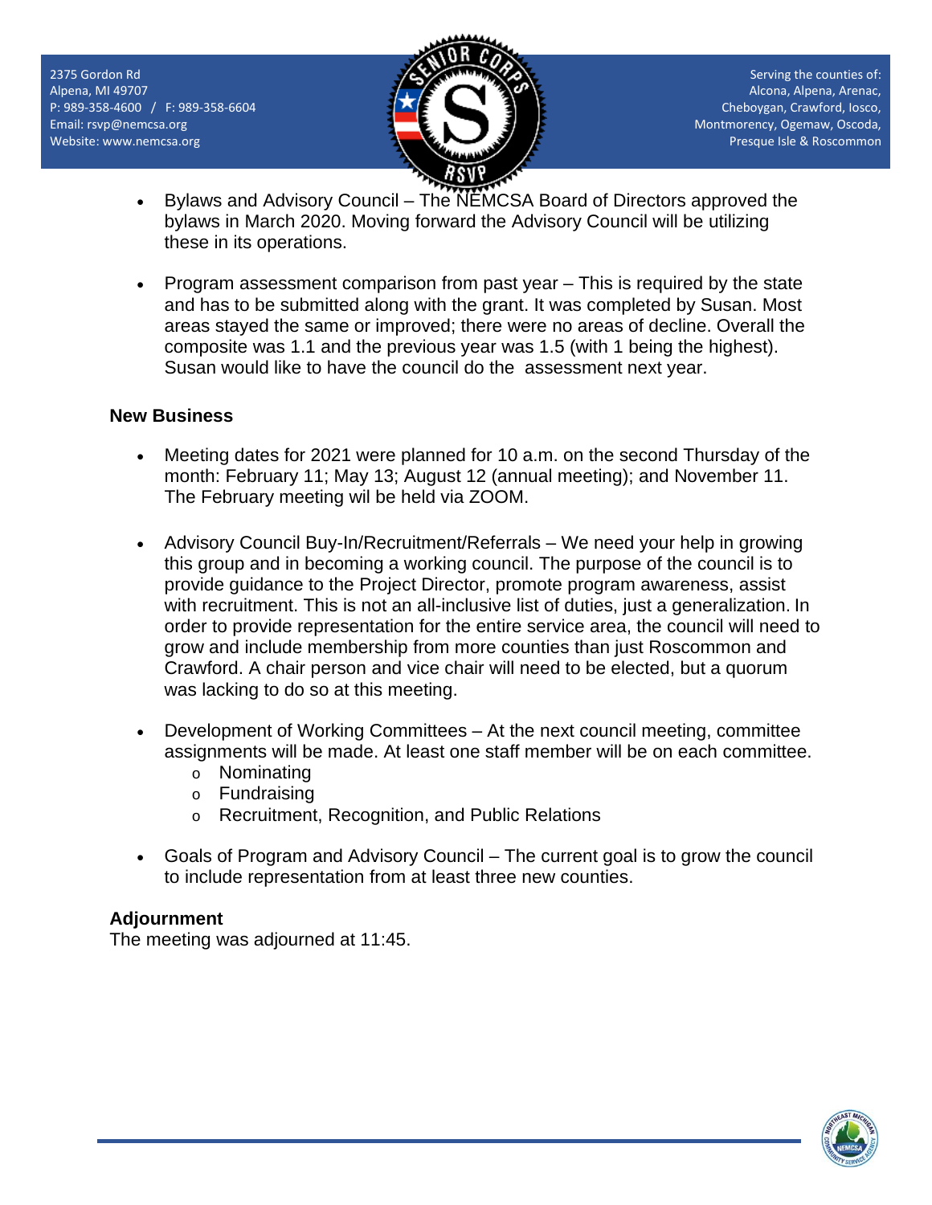- Bylaws and Advisory Council – The NEMCSA Board of Directors approved the bylaws in March 2020. Moving forward the Advisory Council will be utilizing these in its operations.

- Program assessment comparison from past year – This is required by the state and has to be submitted along with the grant. It was completed by Susan. Most areas stayed the same or improved; there were no areas of decline. Overall the composite was 1.1 and the previous year was 1.5 (with 1 being the highest). Susan would like to have the council do the assessment next year.

### New Business

- Meeting dates for 2021 were planned for 10 a.m. on the second Thursday of the month: February 11; May 13; August 12 (annual meeting); and November 11. The February meeting wil be held via ZOOM.

- Advisory Council Buy-In/Recruitment/Referrals – We need your help in growing this group and in becoming a working council. The purpose of the council is to provide guidance to the Project Director, promote program awareness, assist with recruitment. This is not an all-inclusive list of duties, just a generalization. In order to provide representation for the entire service area, the council will need to grow and include membership from more counties than just Roscommon and Crawford. A chair person and vice chair will need to be elected, but a quorum was lacking to do so at this meeting.

- Development of Working Committees – At the next council meeting, committee assignments will be made. At least one staff member will be on each committee.
  - Nominating
  - Fundraising
  - Recruitment, Recognition, and Public Relations

- Goals of Program and Advisory Council – The current goal is to grow the council to include representation from at least three new counties.

### Adjournment

The meeting was adjourned at 11:45.